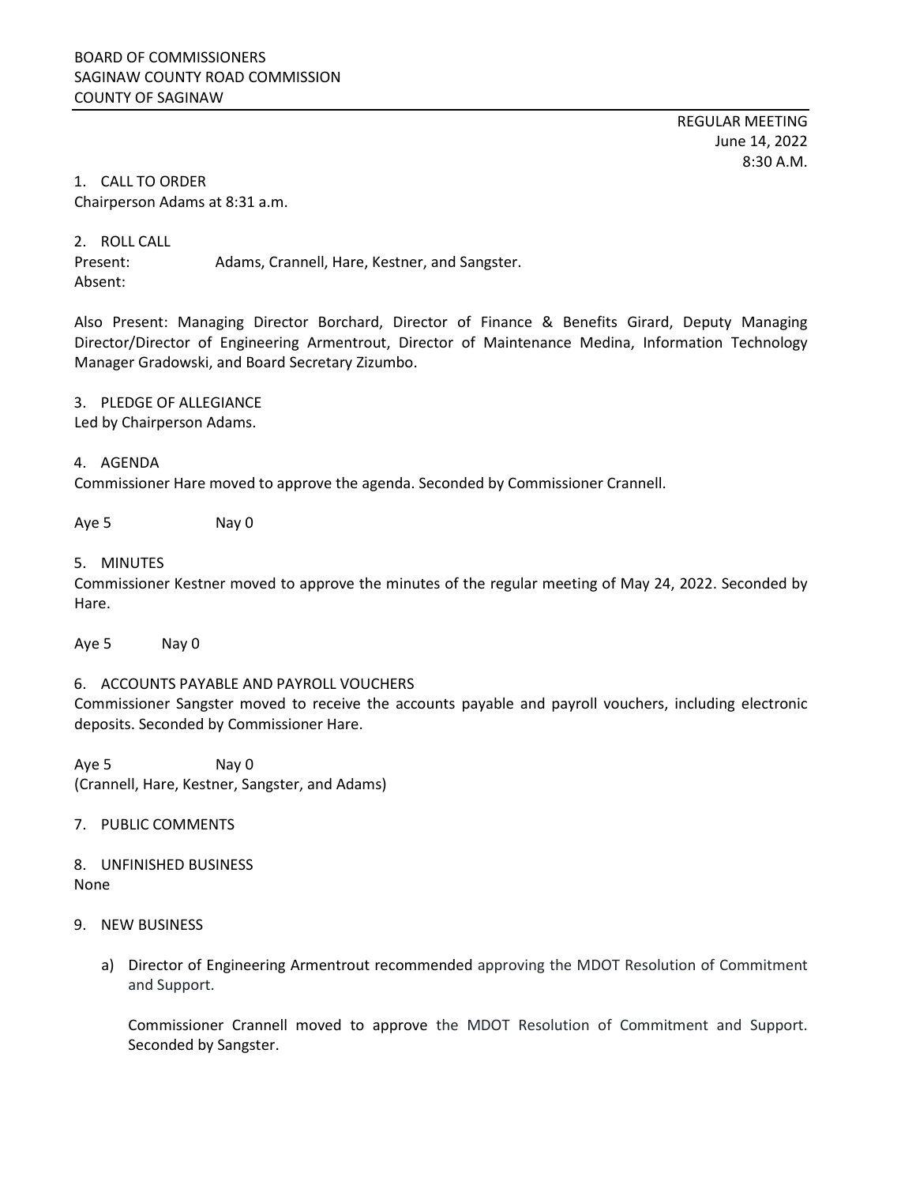BOARD OF COMMISSIONERS
SAGINAW COUNTY ROAD COMMISSION
COUNTY OF SAGINAW

REGULAR MEETING
June 14, 2022
8:30 A.M.

1. CALL TO ORDER

Chairperson Adams at 8:31 a.m.

2. ROLL CALL

Present: Adams, Crannell, Hare, Kestner, and Sangster.
Absent:

Also Present: Managing Director Borchard, Director of Finance & Benefits Girard, Deputy Managing Director/Director of Engineering Armentrout, Director of Maintenance Medina, Information Technology Manager Gradowski, and Board Secretary Zizumbo.

3. PLEDGE OF ALLEGIANCE

Led by Chairperson Adams.

4. AGENDA

Commissioner Hare moved to approve the agenda. Seconded by Commissioner Crannell.

Aye 5 Nay 0

5. MINUTES

Commissioner Kestner moved to approve the minutes of the regular meeting of May 24, 2022. Seconded by Hare.

Aye 5 Nay 0

6. ACCOUNTS PAYABLE AND PAYROLL VOUCHERS

Commissioner Sangster moved to receive the accounts payable and payroll vouchers, including electronic deposits. Seconded by Commissioner Hare.

Aye 5 Nay 0
(Crannell, Hare, Kestner, Sangster, and Adams)

7. PUBLIC COMMENTS

8. UNFINISHED BUSINESS

None

9. NEW BUSINESS

a) Director of Engineering Armentrout recommended approving the MDOT Resolution of Commitment and Support.

   Commissioner Crannell moved to approve the MDOT Resolution of Commitment and Support. Seconded by Sangster.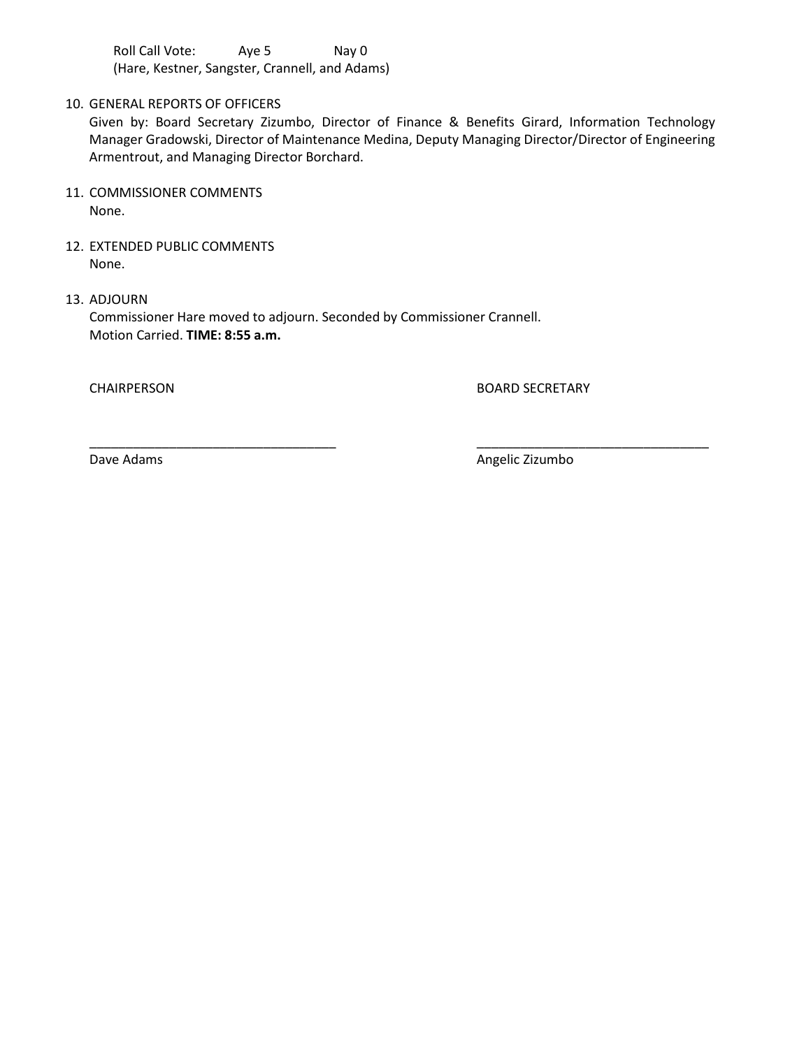Roll Call Vote: Aye 5 Nay 0
(Hare, Kestner, Sangster, Crannell, and Adams)

10. GENERAL REPORTS OF OFFICERS
    Given by: Board Secretary Zizumbo, Director of Finance & Benefits Girard, Information Technology Manager Gradowski, Director of Maintenance Medina, Deputy Managing Director/Director of Engineering Armentrout, and Managing Director Borchard.

11. COMMISSIONER COMMENTS
    None.

12. EXTENDED PUBLIC COMMENTS
    None.

13. ADJOURN
    Commissioner Hare moved to adjourn. Seconded by Commissioner Crannell.
    Motion Carried. **TIME: 8:55 a.m.**

CHAIRPERSON

___________________________________
Dave Adams

BOARD SECRETARY

_________________________________
Angelic Zizumbo